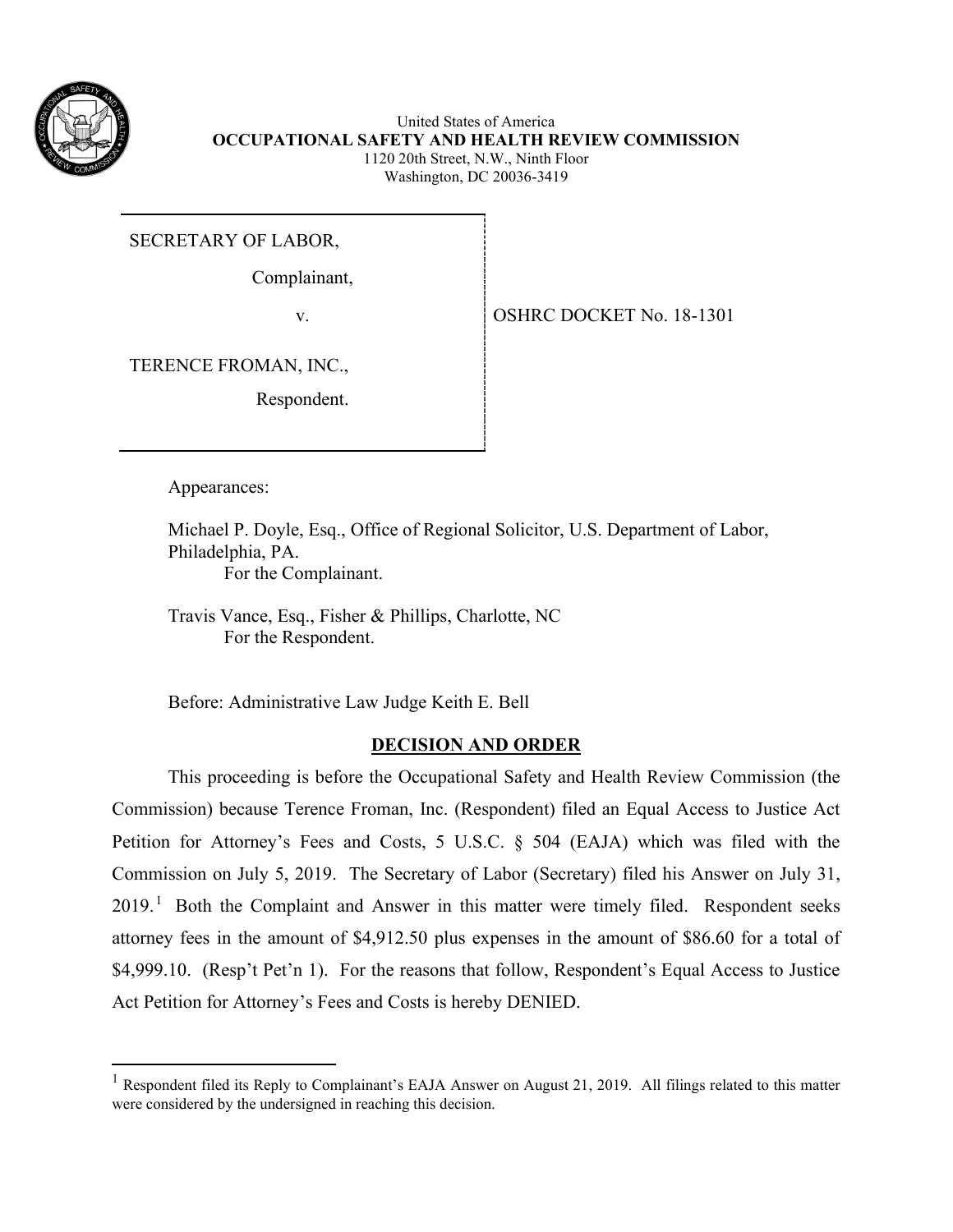United States of America
**OCCUPATIONAL SAFETY AND HEALTH REVIEW COMMISSION**
1120 20th Street, N.W., Ninth Floor
Washington, DC 20036-3419

| | |
|---|---|
| SECRETARY OF LABOR,<br><br>Complainant,<br><br>v.<br><br>TERENCE FROMAN, INC.,<br><br>Respondent. | OSHRC DOCKET No. 18-1301 |

Appearances:

Michael P. Doyle, Esq., Office of Regional Solicitor, U.S. Department of Labor, Philadelphia, PA.
For the Complainant.

Travis Vance, Esq., Fisher & Phillips, Charlotte, NC
For the Respondent.

Before: Administrative Law Judge Keith E. Bell

## DECISION AND ORDER

This proceeding is before the Occupational Safety and Health Review Commission (the Commission) because Terence Froman, Inc. (Respondent) filed an Equal Access to Justice Act Petition for Attorney's Fees and Costs, 5 U.S.C. § 504 (EAJA) which was filed with the Commission on July 5, 2019. The Secretary of Labor (Secretary) filed his Answer on July 31, 2019.[1] Both the Complaint and Answer in this matter were timely filed. Respondent seeks attorney fees in the amount of $4,912.50 plus expenses in the amount of $86.60 for a total of $4,999.10. (Resp't Pet'n 1). For the reasons that follow, Respondent's Equal Access to Justice Act Petition for Attorney's Fees and Costs is hereby DENIED.

[1] Respondent filed its Reply to Complainant's EAJA Answer on August 21, 2019. All filings related to this matter were considered by the undersigned in reaching this decision.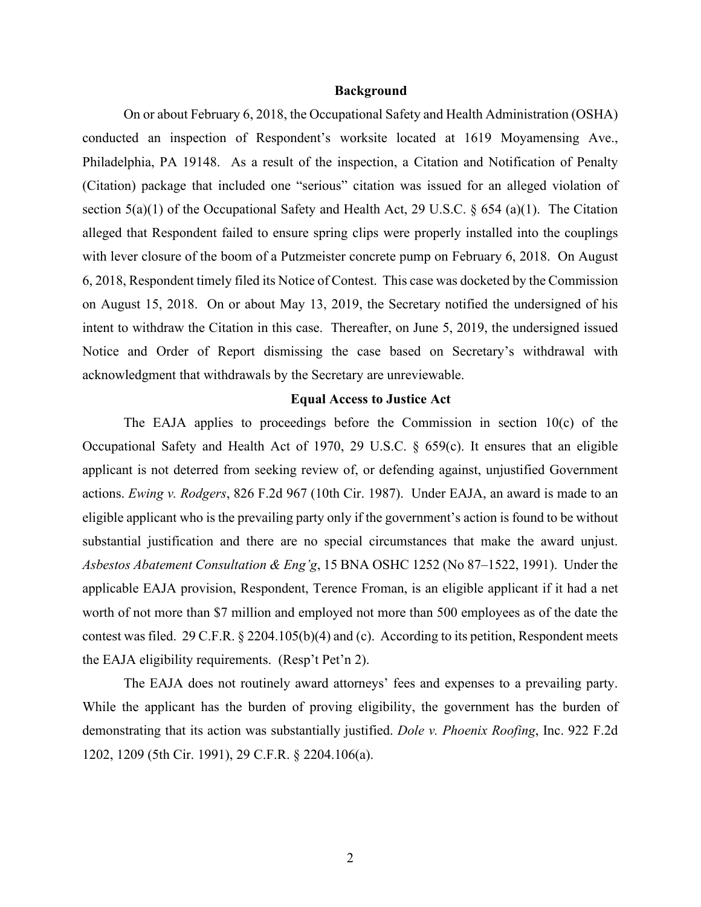## Background

On or about February 6, 2018, the Occupational Safety and Health Administration (OSHA) conducted an inspection of Respondent's worksite located at 1619 Moyamensing Ave., Philadelphia, PA 19148. As a result of the inspection, a Citation and Notification of Penalty (Citation) package that included one "serious" citation was issued for an alleged violation of section 5(a)(1) of the Occupational Safety and Health Act, 29 U.S.C. § 654 (a)(1). The Citation alleged that Respondent failed to ensure spring clips were properly installed into the couplings with lever closure of the boom of a Putzmeister concrete pump on February 6, 2018. On August 6, 2018, Respondent timely filed its Notice of Contest. This case was docketed by the Commission on August 15, 2018. On or about May 13, 2019, the Secretary notified the undersigned of his intent to withdraw the Citation in this case. Thereafter, on June 5, 2019, the undersigned issued Notice and Order of Report dismissing the case based on Secretary's withdrawal with acknowledgment that withdrawals by the Secretary are unreviewable.

## Equal Access to Justice Act

The EAJA applies to proceedings before the Commission in section 10(c) of the Occupational Safety and Health Act of 1970, 29 U.S.C. § 659(c). It ensures that an eligible applicant is not deterred from seeking review of, or defending against, unjustified Government actions. *Ewing v. Rodgers*, 826 F.2d 967 (10th Cir. 1987). Under EAJA, an award is made to an eligible applicant who is the prevailing party only if the government's action is found to be without substantial justification and there are no special circumstances that make the award unjust. *Asbestos Abatement Consultation & Eng'g*, 15 BNA OSHC 1252 (No 87–1522, 1991). Under the applicable EAJA provision, Respondent, Terence Froman, is an eligible applicant if it had a net worth of not more than $7 million and employed not more than 500 employees as of the date the contest was filed. 29 C.F.R. § 2204.105(b)(4) and (c). According to its petition, Respondent meets the EAJA eligibility requirements. (Resp't Pet'n 2).

The EAJA does not routinely award attorneys' fees and expenses to a prevailing party. While the applicant has the burden of proving eligibility, the government has the burden of demonstrating that its action was substantially justified. *Dole v. Phoenix Roofing*, Inc. 922 F.2d 1202, 1209 (5th Cir. 1991), 29 C.F.R. § 2204.106(a).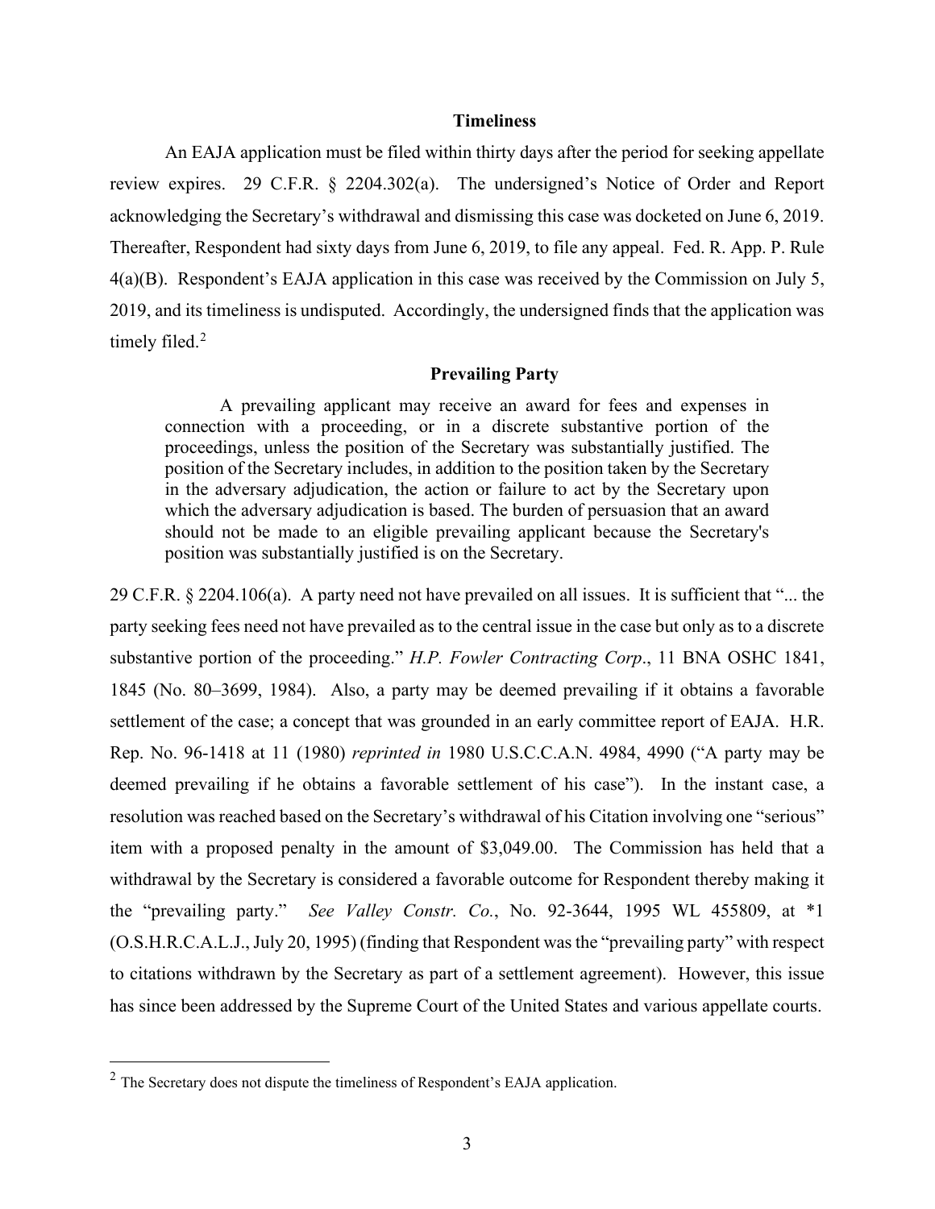## Timeliness

An EAJA application must be filed within thirty days after the period for seeking appellate review expires. 29 C.F.R. § 2204.302(a). The undersigned's Notice of Order and Report acknowledging the Secretary's withdrawal and dismissing this case was docketed on June 6, 2019. Thereafter, Respondent had sixty days from June 6, 2019, to file any appeal. Fed. R. App. P. Rule 4(a)(B). Respondent's EAJA application in this case was received by the Commission on July 5, 2019, and its timeliness is undisputed. Accordingly, the undersigned finds that the application was timely filed.[2]

## Prevailing Party

> A prevailing applicant may receive an award for fees and expenses in connection with a proceeding, or in a discrete substantive portion of the proceedings, unless the position of the Secretary was substantially justified. The position of the Secretary includes, in addition to the position taken by the Secretary in the adversary adjudication, the action or failure to act by the Secretary upon which the adversary adjudication is based. The burden of persuasion that an award should not be made to an eligible prevailing applicant because the Secretary's position was substantially justified is on the Secretary.

29 C.F.R. § 2204.106(a). A party need not have prevailed on all issues. It is sufficient that "... the party seeking fees need not have prevailed as to the central issue in the case but only as to a discrete substantive portion of the proceeding." *H.P. Fowler Contracting Corp*., 11 BNA OSHC 1841, 1845 (No. 80–3699, 1984). Also, a party may be deemed prevailing if it obtains a favorable settlement of the case; a concept that was grounded in an early committee report of EAJA. H.R. Rep. No. 96-1418 at 11 (1980) *reprinted in* 1980 U.S.C.C.A.N. 4984, 4990 ("A party may be deemed prevailing if he obtains a favorable settlement of his case"). In the instant case, a resolution was reached based on the Secretary's withdrawal of his Citation involving one "serious" item with a proposed penalty in the amount of $3,049.00. The Commission has held that a withdrawal by the Secretary is considered a favorable outcome for Respondent thereby making it the "prevailing party." *See Valley Constr. Co.*, No. 92-3644, 1995 WL 455809, at *1 (O.S.H.R.C.A.L.J., July 20, 1995) (finding that Respondent was the "prevailing party" with respect to citations withdrawn by the Secretary as part of a settlement agreement). However, this issue has since been addressed by the Supreme Court of the United States and various appellate courts.

---

[2] The Secretary does not dispute the timeliness of Respondent's EAJA application.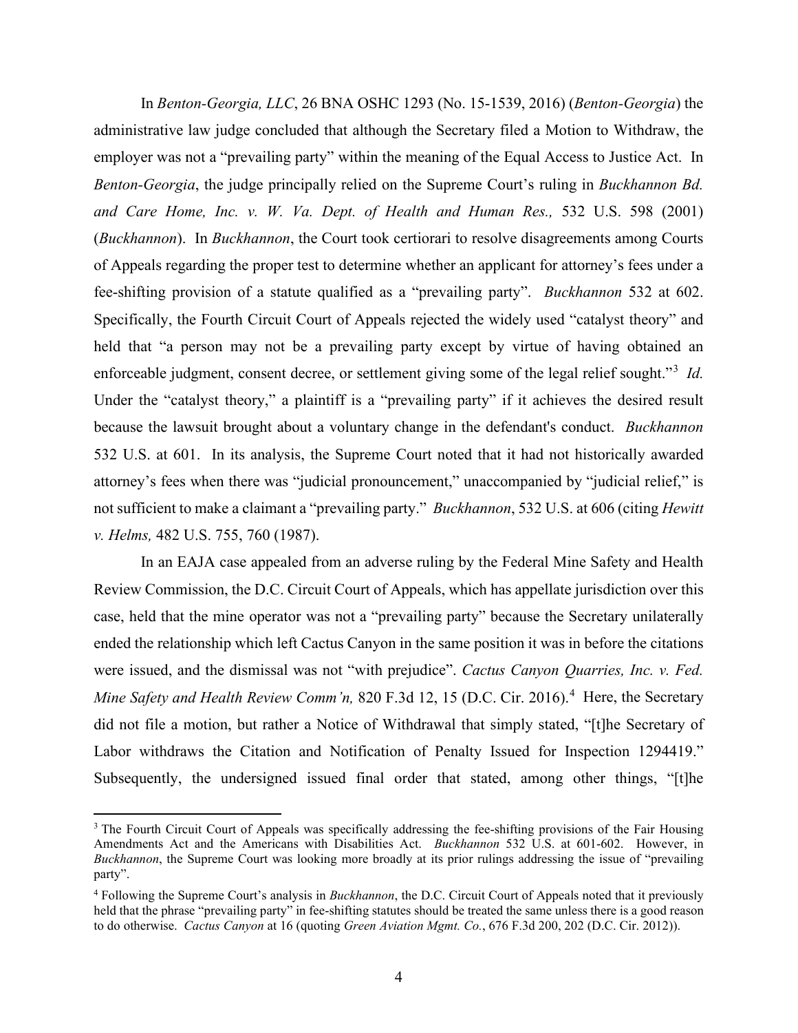In *Benton-Georgia, LLC*, 26 BNA OSHC 1293 (No. 15-1539, 2016) (*Benton-Georgia*) the administrative law judge concluded that although the Secretary filed a Motion to Withdraw, the employer was not a "prevailing party" within the meaning of the Equal Access to Justice Act. In *Benton-Georgia*, the judge principally relied on the Supreme Court's ruling in *Buckhannon Bd. and Care Home, Inc. v. W. Va. Dept. of Health and Human Res.,* 532 U.S. 598 (2001) (*Buckhannon*). In *Buckhannon*, the Court took certiorari to resolve disagreements among Courts of Appeals regarding the proper test to determine whether an applicant for attorney's fees under a fee-shifting provision of a statute qualified as a "prevailing party". *Buckhannon* 532 at 602. Specifically, the Fourth Circuit Court of Appeals rejected the widely used "catalyst theory" and held that "a person may not be a prevailing party except by virtue of having obtained an enforceable judgment, consent decree, or settlement giving some of the legal relief sought."[3] *Id.* Under the "catalyst theory," a plaintiff is a "prevailing party" if it achieves the desired result because the lawsuit brought about a voluntary change in the defendant's conduct. *Buckhannon* 532 U.S. at 601. In its analysis, the Supreme Court noted that it had not historically awarded attorney's fees when there was "judicial pronouncement," unaccompanied by "judicial relief," is not sufficient to make a claimant a "prevailing party." *Buckhannon*, 532 U.S. at 606 (citing *Hewitt v. Helms,* 482 U.S. 755, 760 (1987).

In an EAJA case appealed from an adverse ruling by the Federal Mine Safety and Health Review Commission, the D.C. Circuit Court of Appeals, which has appellate jurisdiction over this case, held that the mine operator was not a "prevailing party" because the Secretary unilaterally ended the relationship which left Cactus Canyon in the same position it was in before the citations were issued, and the dismissal was not "with prejudice". *Cactus Canyon Quarries, Inc. v. Fed. Mine Safety and Health Review Comm'n,* 820 F.3d 12, 15 (D.C. Cir. 2016).[4] Here, the Secretary did not file a motion, but rather a Notice of Withdrawal that simply stated, "[t]he Secretary of Labor withdraws the Citation and Notification of Penalty Issued for Inspection 1294419." Subsequently, the undersigned issued final order that stated, among other things, "[t]he

---

[3] The Fourth Circuit Court of Appeals was specifically addressing the fee-shifting provisions of the Fair Housing Amendments Act and the Americans with Disabilities Act. *Buckhannon* 532 U.S. at 601-602. However, in *Buckhannon*, the Supreme Court was looking more broadly at its prior rulings addressing the issue of "prevailing party".

[4] Following the Supreme Court's analysis in *Buckhannon*, the D.C. Circuit Court of Appeals noted that it previously held that the phrase "prevailing party" in fee-shifting statutes should be treated the same unless there is a good reason to do otherwise. *Cactus Canyon* at 16 (quoting *Green Aviation Mgmt. Co.*, 676 F.3d 200, 202 (D.C. Cir. 2012)).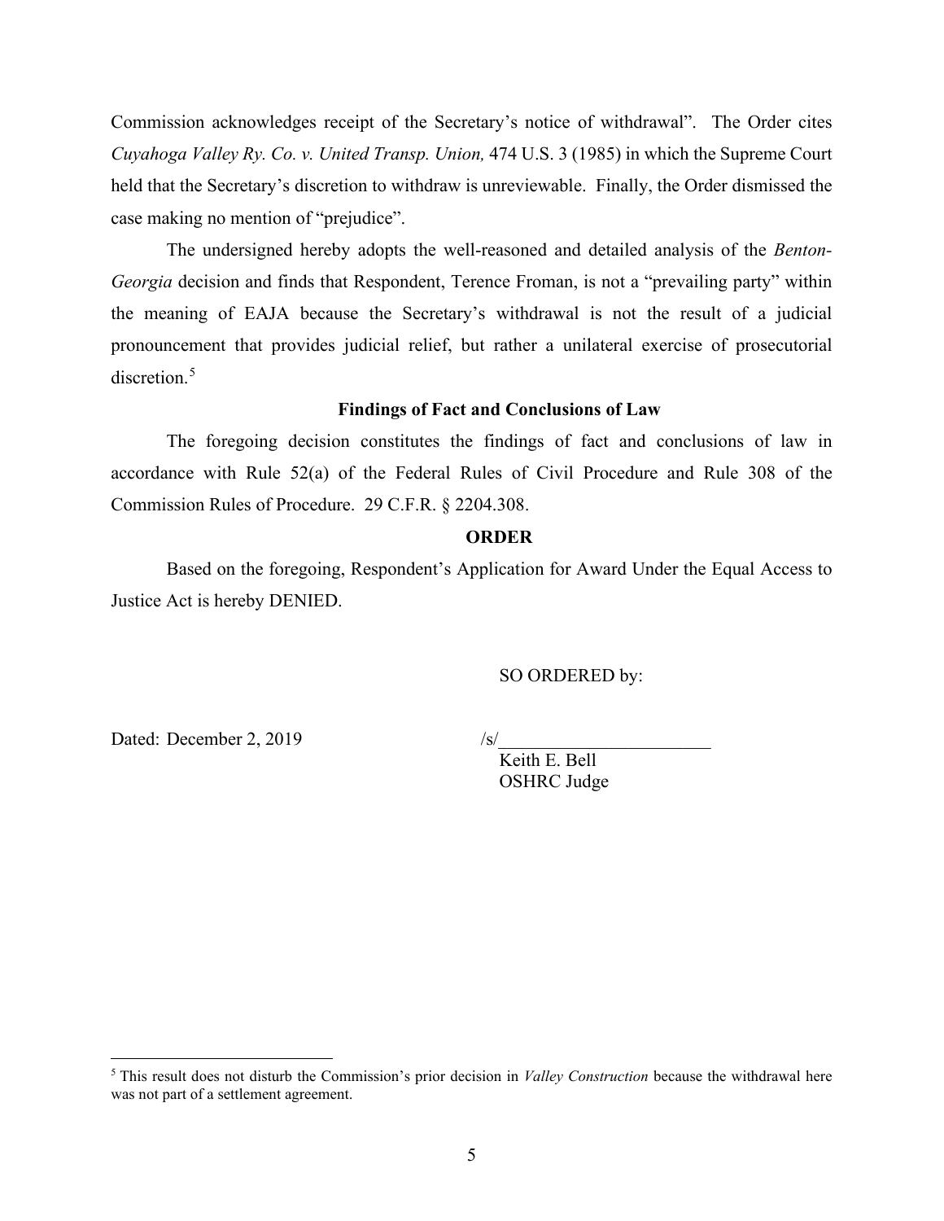Commission acknowledges receipt of the Secretary's notice of withdrawal". The Order cites *Cuyahoga Valley Ry. Co. v. United Transp. Union,* 474 U.S. 3 (1985) in which the Supreme Court held that the Secretary's discretion to withdraw is unreviewable. Finally, the Order dismissed the case making no mention of "prejudice".

The undersigned hereby adopts the well-reasoned and detailed analysis of the *Benton-Georgia* decision and finds that Respondent, Terence Froman, is not a "prevailing party" within the meaning of EAJA because the Secretary's withdrawal is not the result of a judicial pronouncement that provides judicial relief, but rather a unilateral exercise of prosecutorial discretion.[5]

**Findings of Fact and Conclusions of Law**

The foregoing decision constitutes the findings of fact and conclusions of law in accordance with Rule 52(a) of the Federal Rules of Civil Procedure and Rule 308 of the Commission Rules of Procedure. 29 C.F.R. § 2204.308.

**ORDER**

Based on the foregoing, Respondent's Application for Award Under the Equal Access to Justice Act is hereby DENIED.

SO ORDERED by:

Dated: December 2, 2019

/s/\_\_\_\_\_\_\_\_\_\_\_\_\_\_\_\_\_\_\_\_\_\_\_\_
Keith E. Bell
OSHRC Judge

---

[5] This result does not disturb the Commission's prior decision in *Valley Construction* because the withdrawal here was not part of a settlement agreement.